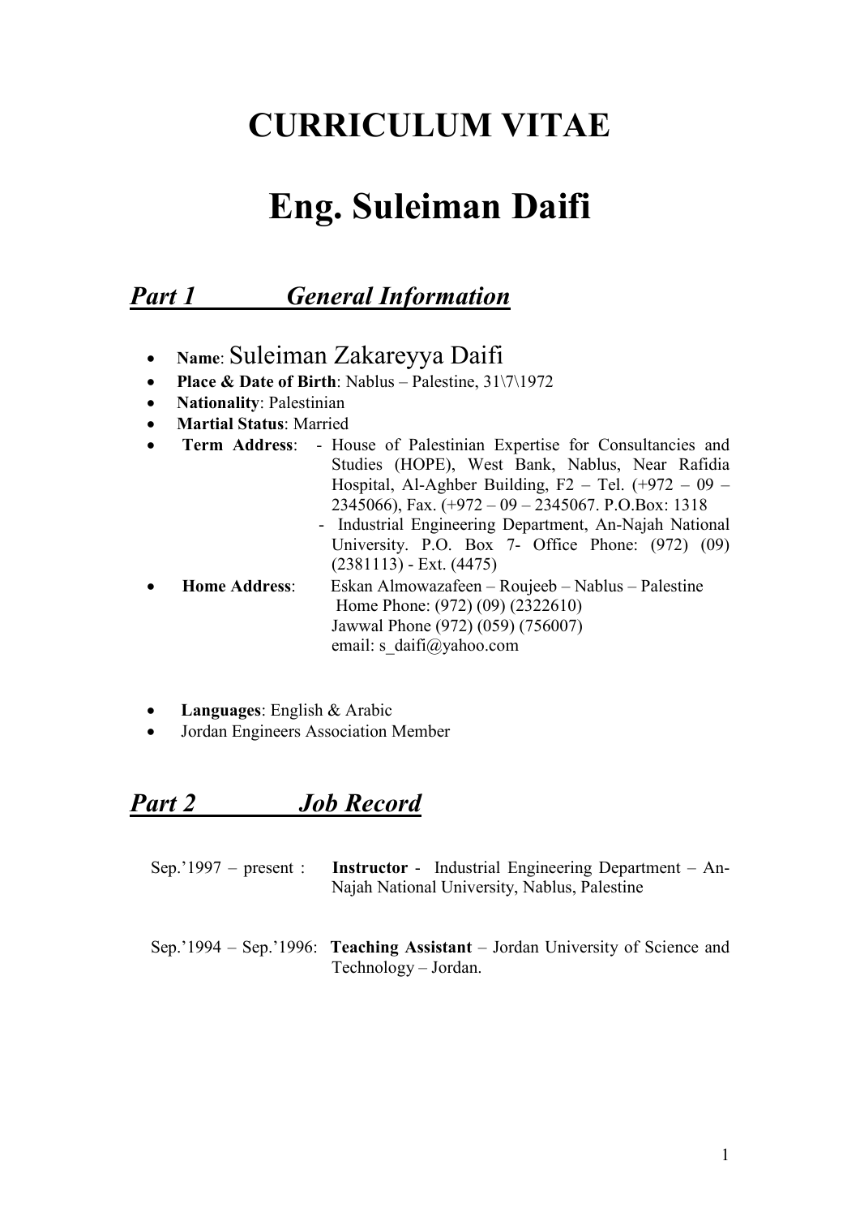# CURRICULUM VITAE

# Eng. Suleiman Daifi

## *Part 1 General Information*

- **Name**: Suleiman Zakareyya Daifi
- **Place & Date of Birth**: Nablus – Palestine, 31\7\1972
- **Nationality**: Palestinian
- **Martial Status**: Married
- **Term Address**:
  - House of Palestinian Expertise for Consultancies and Studies (HOPE), West Bank, Nablus, Near Rafidia Hospital, Al-Aghber Building, F2 – Tel. (+972 – 09 – 2345066), Fax. (+972 – 09 – 2345067. P.O.Box: 1318
  - Industrial Engineering Department, An-Najah National University. P.O. Box 7- Office Phone: (972) (09) (2381113) - Ext. (4475)
- **Home Address**: Eskan Almowazafeen – Roujeeb – Nablus – Palestine
  Home Phone: (972) (09) (2322610)
  Jawwal Phone (972) (059) (756007)
  email: s_daifi@yahoo.com

- **Languages**: English & Arabic
- Jordan Engineers Association Member

## *Part 2 Job Record*

Sep.'1997 – present : **Instructor** - Industrial Engineering Department – An-Najah National University, Nablus, Palestine

Sep.'1994 – Sep.'1996: **Teaching Assistant** – Jordan University of Science and Technology – Jordan.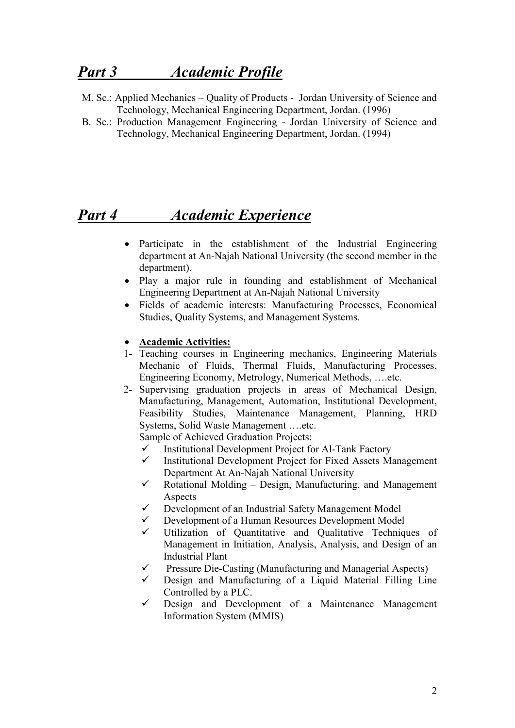## ***Part 3 Academic Profile***

M. Sc.: Applied Mechanics – Quality of Products - Jordan University of Science and Technology, Mechanical Engineering Department, Jordan. (1996)

B. Sc.: Production Management Engineering - Jordan University of Science and Technology, Mechanical Engineering Department, Jordan. (1994)

## ***Part 4 Academic Experience***

- Participate in the establishment of the Industrial Engineering department at An-Najah National University (the second member in the department).
- Play a major rule in founding and establishment of Mechanical Engineering Department at An-Najah National University
- Fields of academic interests: Manufacturing Processes, Economical Studies, Quality Systems, and Management Systems.

- **Academic Activities:**

1- Teaching courses in Engineering mechanics, Engineering Materials Mechanic of Fluids, Thermal Fluids, Manufacturing Processes, Engineering Economy, Metrology, Numerical Methods, ….etc.

2- Supervising graduation projects in areas of Mechanical Design, Manufacturing, Management, Automation, Institutional Development, Feasibility Studies, Maintenance Management, Planning, HRD Systems, Solid Waste Management ….etc.

Sample of Achieved Graduation Projects:

- ✓ Institutional Development Project for Al-Tank Factory
- ✓ Institutional Development Project for Fixed Assets Management Department At An-Najah National University
- ✓ Rotational Molding – Design, Manufacturing, and Management Aspects
- ✓ Development of an Industrial Safety Management Model
- ✓ Development of a Human Resources Development Model
- ✓ Utilization of Quantitative and Qualitative Techniques of Management in Initiation, Analysis, Analysis, and Design of an Industrial Plant
- ✓ Pressure Die-Casting (Manufacturing and Managerial Aspects)
- ✓ Design and Manufacturing of a Liquid Material Filling Line Controlled by a PLC.
- ✓ Design and Development of a Maintenance Management Information System (MMIS)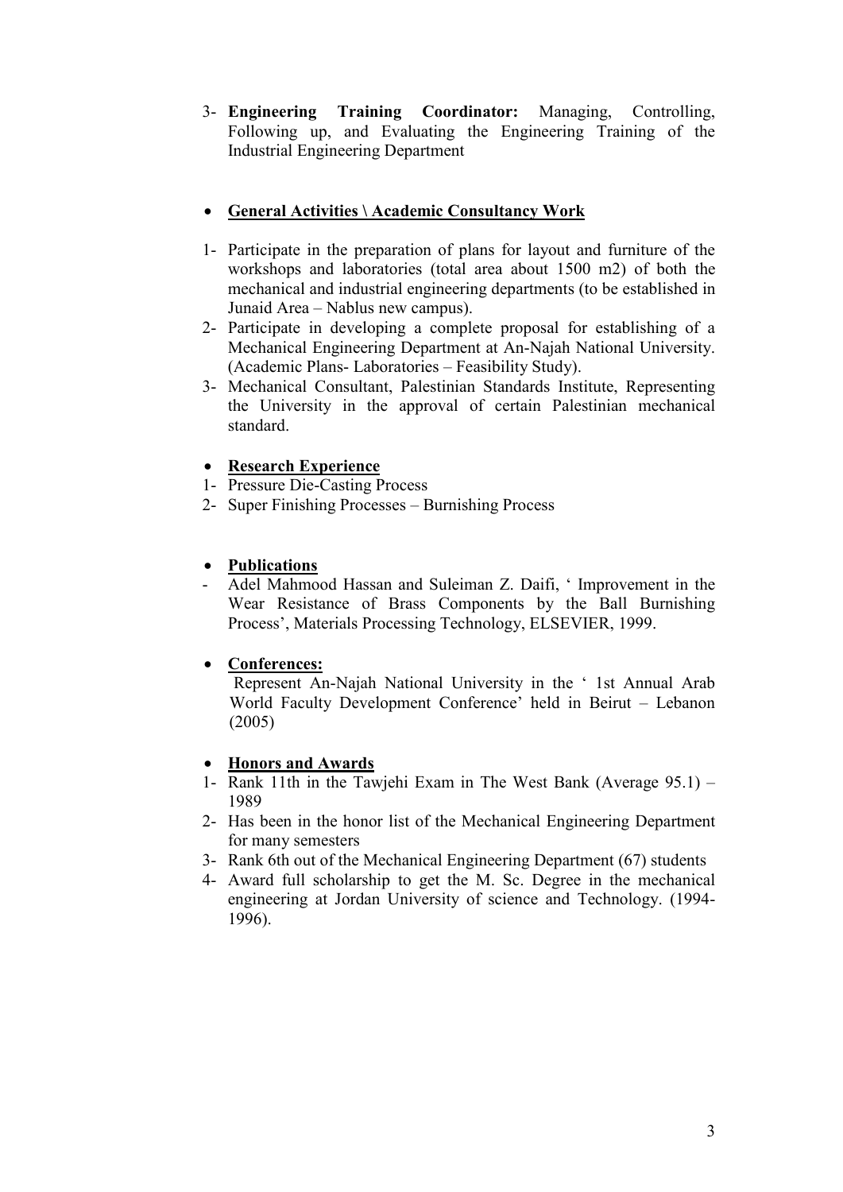3- **Engineering Training Coordinator:** Managing, Controlling, Following up, and Evaluating the Engineering Training of the Industrial Engineering Department

- **General Activities \ Academic Consultancy Work**

1- Participate in the preparation of plans for layout and furniture of the workshops and laboratories (total area about 1500 m2) of both the mechanical and industrial engineering departments (to be established in Junaid Area – Nablus new campus).

2- Participate in developing a complete proposal for establishing of a Mechanical Engineering Department at An-Najah National University. (Academic Plans- Laboratories – Feasibility Study).

3- Mechanical Consultant, Palestinian Standards Institute, Representing the University in the approval of certain Palestinian mechanical standard.

- **Research Experience**

1- Pressure Die-Casting Process

2- Super Finishing Processes – Burnishing Process

- **Publications**

- Adel Mahmood Hassan and Suleiman Z. Daifi, ' Improvement in the Wear Resistance of Brass Components by the Ball Burnishing Process', Materials Processing Technology, ELSEVIER, 1999.

- **Conferences:**

  Represent An-Najah National University in the ' 1st Annual Arab World Faculty Development Conference' held in Beirut – Lebanon (2005)

- **Honors and Awards**

1- Rank 11th in the Tawjehi Exam in The West Bank (Average 95.1) – 1989

2- Has been in the honor list of the Mechanical Engineering Department for many semesters

3- Rank 6th out of the Mechanical Engineering Department (67) students

4- Award full scholarship to get the M. Sc. Degree in the mechanical engineering at Jordan University of science and Technology. (1994-1996).